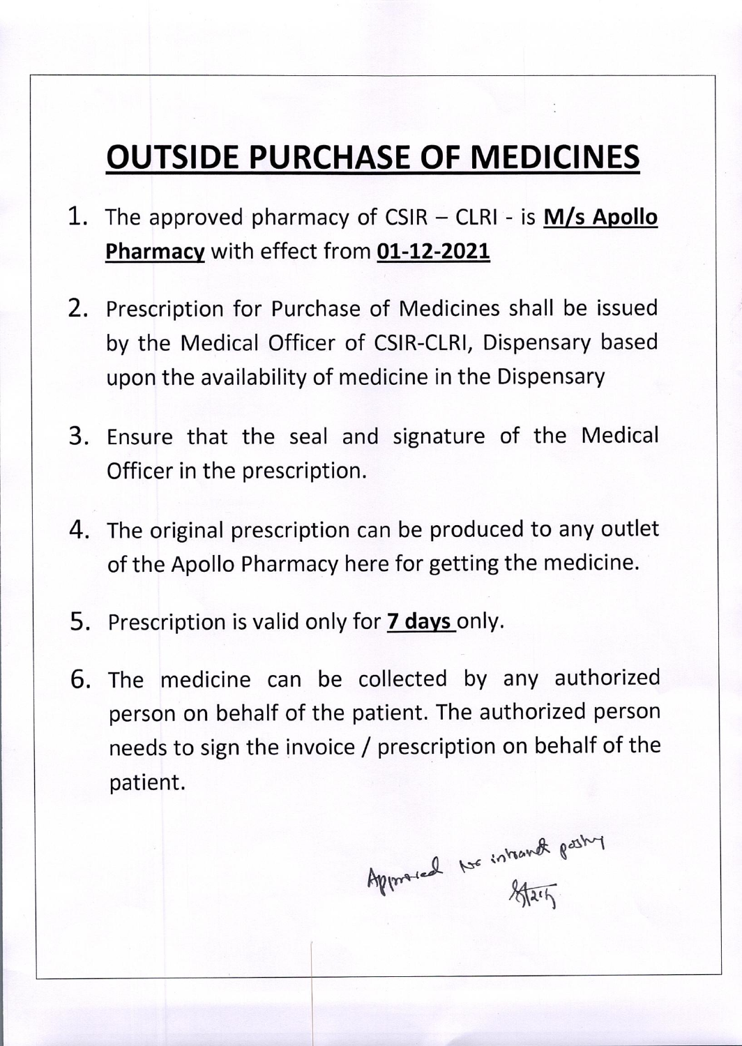# OUTSIDE PURCHASE OF MEDICINES

1. The approved pharmacy of CSIR – CLRI - is **M/s Apollo Pharmacy** with effect from **01-12-2021**

2. Prescription for Purchase of Medicines shall be issued by the Medical Officer of CSIR-CLRI, Dispensary based upon the availability of medicine in the Dispensary

3. Ensure that the seal and signature of the Medical Officer in the prescription.

4. The original prescription can be produced to any outlet of the Apollo Pharmacy here for getting the medicine.

5. Prescription is valid only for **7 days** only.

6. The medicine can be collected by any authorized person on behalf of the patient. The authorized person needs to sign the invoice / prescription on behalf of the patient.

Approved for intranet posting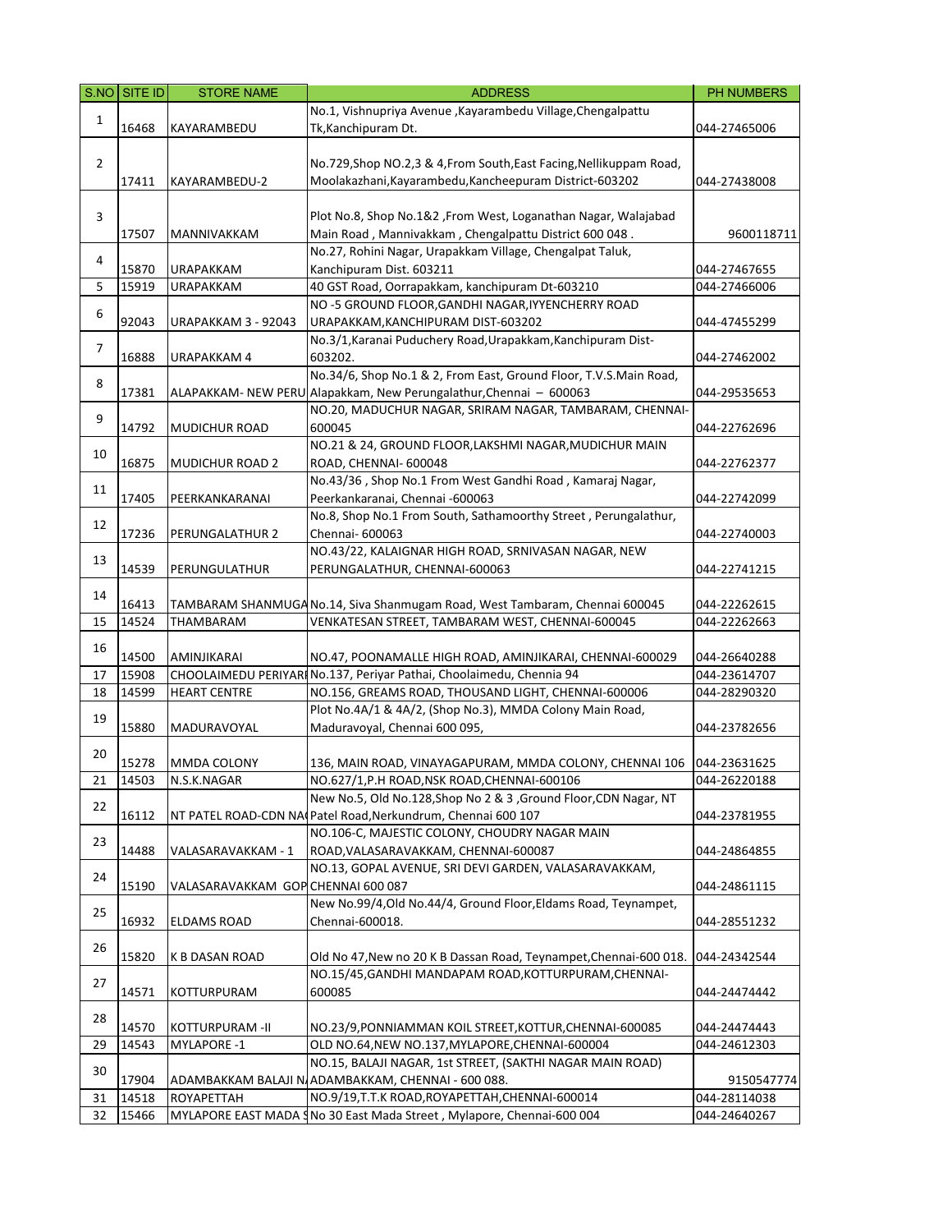| S.NO | SITE ID | STORE NAME | ADDRESS | PH NUMBERS |
|---|---|---|---|---|
| 1 | 16468 | KAYARAMBEDU | No.1, Vishnupriya Avenue ,Kayarambedu Village,Chengalpattu Tk,Kanchipuram Dt. | 044-27465006 |
| 2 | 17411 | KAYARAMBEDU-2 | No.729,Shop NO.2,3 & 4,From South,East Facing,Nellikuppam Road, Moolakazhani,Kayarambedu,Kancheepuram District-603202 | 044-27438008 |
| 3 | 17507 | MANNIVAKKAM | Plot No.8, Shop No.1&2 ,From West, Loganathan Nagar, Walajabad Main Road , Mannivakkam , Chengalpattu District 600 048 . | 9600118711 |
| 4 | 15870 | URAPAKKAM | No.27, Rohini Nagar, Urapakkam Village, Chengalpat Taluk, Kanchipuram Dist. 603211 | 044-27467655 |
| 5 | 15919 | URAPAKKAM | 40 GST Road, Oorrapakkam, kanchipuram Dt-603210 | 044-27466006 |
| 6 | 92043 | URAPAKKAM 3 - 92043 | NO -5 GROUND FLOOR,GANDHI NAGAR,IYYENCHERRY ROAD URAPAKKAM,KANCHIPURAM DIST-603202 | 044-47455299 |
| 7 | 16888 | URAPAKKAM 4 | No.3/1,Karanai Puduchery Road,Urapakkam,Kanchipuram Dist-603202. | 044-27462002 |
| 8 | 17381 | ALAPAKKAM- NEW PERU | No.34/6, Shop No.1 & 2, From East, Ground Floor, T.V.S.Main Road, Alapakkam, New Perungalathur,Chennai – 600063 | 044-29535653 |
| 9 | 14792 | MUDICHUR ROAD | NO.20, MADUCHUR NAGAR, SRIRAM NAGAR, TAMBARAM, CHENNAI-600045 | 044-22762696 |
| 10 | 16875 | MUDICHUR ROAD 2 | NO.21 & 24, GROUND FLOOR,LAKSHMI NAGAR,MUDICHUR MAIN ROAD, CHENNAI- 600048 | 044-22762377 |
| 11 | 17405 | PEERKANKARANAI | No.43/36 , Shop No.1 From West Gandhi Road , Kamaraj Nagar, Peerkankaranai, Chennai -600063 | 044-22742099 |
| 12 | 17236 | PERUNGALATHUR 2 | No.8, Shop No.1 From South, Sathamoorthy Street , Perungalathur, Chennai- 600063 | 044-22740003 |
| 13 | 14539 | PERUNGULATHUR | NO.43/22, KALAIGNAR HIGH ROAD, SRNIVASAN NAGAR, NEW PERUNGALATHUR, CHENNAI-600063 | 044-22741215 |
| 14 | 16413 | TAMBARAM SHANMUGA | No.14, Siva Shanmugam Road, West Tambaram, Chennai 600045 | 044-22262615 |
| 15 | 14524 | THAMBARAM | VENKATESAN STREET, TAMBARAM WEST, CHENNAI-600045 | 044-22262663 |
| 16 | 14500 | AMINJIKARAI | NO.47, POONAMALLE HIGH ROAD, AMINJIKARAI, CHENNAI-600029 | 044-26640288 |
| 17 | 15908 | CHOOLAIMEDU PERIYARI | No.137, Periyar Pathai, Choolaimedu, Chennia 94 | 044-23614707 |
| 18 | 14599 | HEART CENTRE | NO.156, GREAMS ROAD, THOUSAND LIGHT, CHENNAI-600006 | 044-28290320 |
| 19 | 15880 | MADURAVOYAL | Plot No.4A/1 & 4A/2, (Shop No.3), MMDA Colony Main Road, Maduravoyal, Chennai 600 095, | 044-23782656 |
| 20 | 15278 | MMDA COLONY | 136, MAIN ROAD, VINAYAGAPURAM, MMDA COLONY, CHENNAI 106 | 044-23631625 |
| 21 | 14503 | N.S.K.NAGAR | NO.627/1,P.H ROAD,NSK ROAD,CHENNAI-600106 | 044-26220188 |
| 22 | 16112 | NT PATEL ROAD-CDN NA | New No.5, Old No.128,Shop No 2 & 3 ,Ground Floor,CDN Nagar, NT Patel Road,Nerkundrum, Chennai 600 107 | 044-23781955 |
| 23 | 14488 | VALASARAVAKKAM - 1 | NO.106-C, MAJESTIC COLONY, CHOUDRY NAGAR MAIN ROAD,VALASARAVAKKAM, CHENNAI-600087 | 044-24864855 |
| 24 | 15190 | VALASARAVAKKAM GOP | NO.13, GOPAL AVENUE, SRI DEVI GARDEN, VALASARAVAKKAM, CHENNAI 600 087 | 044-24861115 |
| 25 | 16932 | ELDAMS ROAD | New No.99/4,Old No.44/4, Ground Floor,Eldams Road, Teynampet, Chennai-600018. | 044-28551232 |
| 26 | 15820 | K B DASAN ROAD | Old No 47,New no 20 K B Dassan Road, Teynampet,Chennai-600 018. | 044-24342544 |
| 27 | 14571 | KOTTURPURAM | NO.15/45,GANDHI MANDAPAM ROAD,KOTTURPURAM,CHENNAI-600085 | 044-24474442 |
| 28 | 14570 | KOTTURPURAM -II | NO.23/9,PONNIAMMAN KOIL STREET,KOTTUR,CHENNAI-600085 | 044-24474443 |
| 29 | 14543 | MYLAPORE -1 | OLD NO.64,NEW NO.137,MYLAPORE,CHENNAI-600004 | 044-24612303 |
| 30 | 17904 | ADAMBAKKAM BALAJI N | NO.15, BALAJI NAGAR, 1st STREET, (SAKTHI NAGAR MAIN ROAD) ADAMBAKKAM, CHENNAI - 600 088. | 9150547774 |
| 31 | 14518 | ROYAPETTAH | NO.9/19,T.T.K ROAD,ROYAPETTAH,CHENNAI-600014 | 044-28114038 |
| 32 | 15466 | MYLAPORE EAST MADA S | No 30 East Mada Street , Mylapore, Chennai-600 004 | 044-24640267 |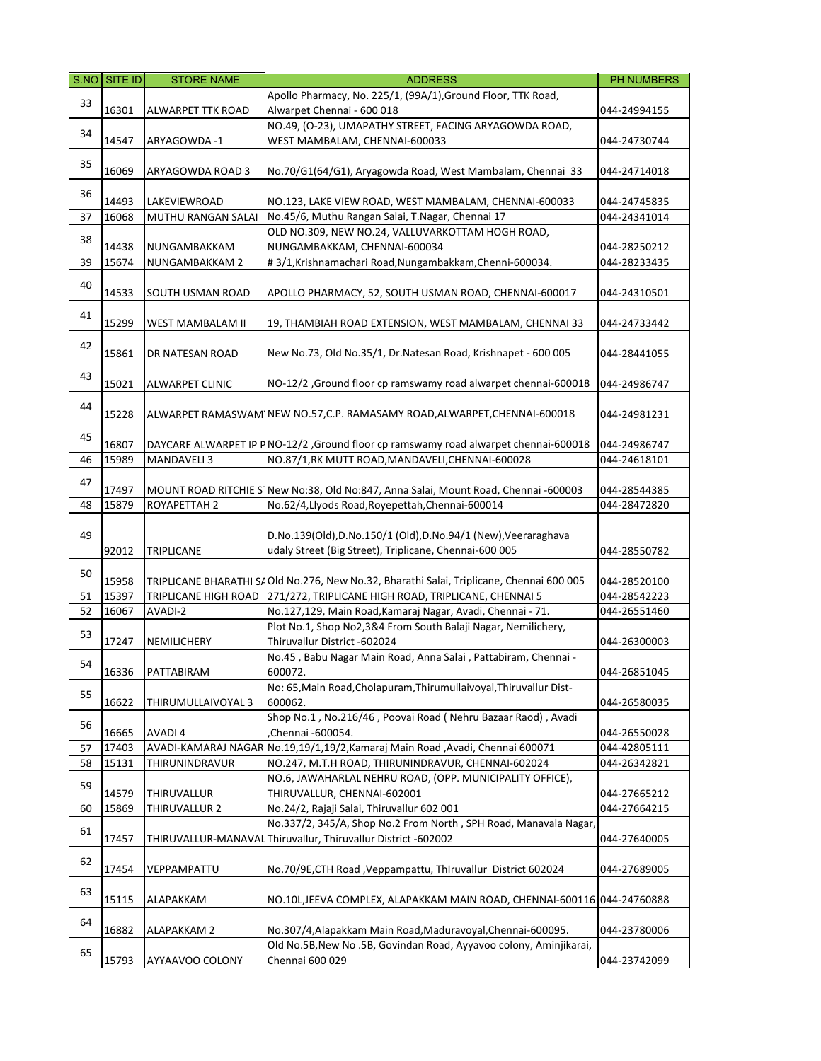| S.NO | SITE ID | STORE NAME | ADDRESS | PH NUMBERS |
|---|---|---|---|---|
| 33 | 16301 | ALWARPET TTK ROAD | Apollo Pharmacy, No. 225/1, (99A/1),Ground Floor, TTK Road, Alwarpet Chennai - 600 018 | 044-24994155 |
| 34 | 14547 | ARYAGOWDA -1 | NO.49, (O-23), UMAPATHY STREET, FACING ARYAGOWDA ROAD, WEST MAMBALAM, CHENNAI-600033 | 044-24730744 |
| 35 | 16069 | ARYAGOWDA ROAD 3 | No.70/G1(64/G1), Aryagowda Road, West Mambalam, Chennai 33 | 044-24714018 |
| 36 | 14493 | LAKEVIEWROAD | NO.123, LAKE VIEW ROAD, WEST MAMBALAM, CHENNAI-600033 | 044-24745835 |
| 37 | 16068 | MUTHU RANGAN SALAI | No.45/6, Muthu Rangan Salai, T.Nagar, Chennai 17 | 044-24341014 |
| 38 | 14438 | NUNGAMBAKKAM | OLD NO.309, NEW NO.24, VALLUVARKOTTAM HOGH ROAD, NUNGAMBAKKAM, CHENNAI-600034 | 044-28250212 |
| 39 | 15674 | NUNGAMBAKKAM 2 | # 3/1,Krishnamachari Road,Nungambakkam,Chenni-600034. | 044-28233435 |
| 40 | 14533 | SOUTH USMAN ROAD | APOLLO PHARMACY, 52, SOUTH USMAN ROAD, CHENNAI-600017 | 044-24310501 |
| 41 | 15299 | WEST MAMBALAM II | 19, THAMBIAH ROAD EXTENSION, WEST MAMBALAM, CHENNAI 33 | 044-24733442 |
| 42 | 15861 | DR NATESAN ROAD | New No.73, Old No.35/1, Dr.Natesan Road, Krishnapet - 600 005 | 044-28441055 |
| 43 | 15021 | ALWARPET CLINIC | NO-12/2 ,Ground floor cp ramswamy road alwarpet chennai-600018 | 044-24986747 |
| 44 | 15228 | ALWARPET RAMASWAM | NEW NO.57,C.P. RAMASAMY ROAD,ALWARPET,CHENNAI-600018 | 044-24981231 |
| 45 | 16807 | DAYCARE ALWARPET IP P | NO-12/2 ,Ground floor cp ramswamy road alwarpet chennai-600018 | 044-24986747 |
| 46 | 15989 | MANDAVELI 3 | NO.87/1,RK MUTT ROAD,MANDAVELI,CHENNAI-600028 | 044-24618101 |
| 47 | 17497 | MOUNT ROAD RITCHIE S | New No:38, Old No:847, Anna Salai, Mount Road, Chennai -600023 | 044-28544385 |
| 48 | 15879 | ROYAPETTAH 2 | No.62/4,Llyods Road,Royepettah,Chennai-600014 | 044-28472820 |
| 49 | 92012 | TRIPLICANE | D.No.139(Old),D.No.150/1 (Old),D.No.94/1 (New),Veeraraghava udaly Street (Big Street), Triplicane, Chennai-600 005 | 044-28550782 |
| 50 | 15958 | TRIPLICANE BHARATHI SA | Old No.276, New No.32, Bharathi Salai, Triplicane, Chennai 600 005 | 044-28520100 |
| 51 | 15397 | TRIPLICANE HIGH ROAD | 271/272, TRIPLICANE HIGH ROAD, TRIPLICANE, CHENNAI 5 | 044-28542223 |
| 52 | 16067 | AVADI-2 | No.127,129, Main Road,Kamaraj Nagar, Avadi, Chennai - 71. | 044-26551460 |
| 53 | 17247 | NEMILICHERY | Plot No.1, Shop No2,3&4 From South Balaji Nagar, Nemilichery, Thiruvallur District -602024 | 044-26300003 |
| 54 | 16336 | PATTABIRAM | No.45 , Babu Nagar Main Road, Anna Salai , Pattabiram, Chennai - 600072. | 044-26851045 |
| 55 | 16622 | THIRUMULLAIVOYAL 3 | No: 65,Main Road,Cholapuram,Thirumullaivoyal,Thiruvallur Dist-600062. | 044-26580035 |
| 56 | 16665 | AVADI 4 | Shop No.1 , No.216/46 , Poovai Road ( Nehru Bazaar Raod) , Avadi ,Chennai -600054. | 044-26550028 |
| 57 | 17403 | AVADI-KAMARAJ NAGAR | No.19,19/1,19/2,Kamaraj Main Road ,Avadi, Chennai 600071 | 044-42805111 |
| 58 | 15131 | THIRUNINDRAVUR | NO.247, M.T.H ROAD, THIRUNINDRAVUR, CHENNAI-602024 | 044-26342821 |
| 59 | 14579 | THIRUVALLUR | NO.6, JAWAHARLAL NEHRU ROAD, (OPP. MUNICIPALITY OFFICE), THIRUVALLUR, CHENNAI-602001 | 044-27665212 |
| 60 | 15869 | THIRUVALLUR 2 | No.24/2, Rajaji Salai, Thiruvallur 602 001 | 044-27664215 |
| 61 | 17457 | THIRUVALLUR-MANAVAL | No.337/2, 345/A, Shop No.2 From North , SPH Road, Manavala Nagar, Thiruvallur, Thiruvallur District -602002 | 044-27640005 |
| 62 | 17454 | VEPPAMPATTU | No.70/9E,CTH Road ,Veppampattu, ThIruvallur District 602024 | 044-27689005 |
| 63 | 15115 | ALAPAKKAM | NO.10L,JEEVA COMPLEX, ALAPAKKAM MAIN ROAD, CHENNAI-600116 | 044-24760888 |
| 64 | 16882 | ALAPAKKAM 2 | No.307/4,Alapakkam Main Road,Maduravoyal,Chennai-600095. | 044-23780006 |
| 65 | 15793 | AYYAAVOO COLONY | Old No.5B,New No .5B, Govindan Road, Ayyavoo colony, Aminjikarai, Chennai 600 029 | 044-23742099 |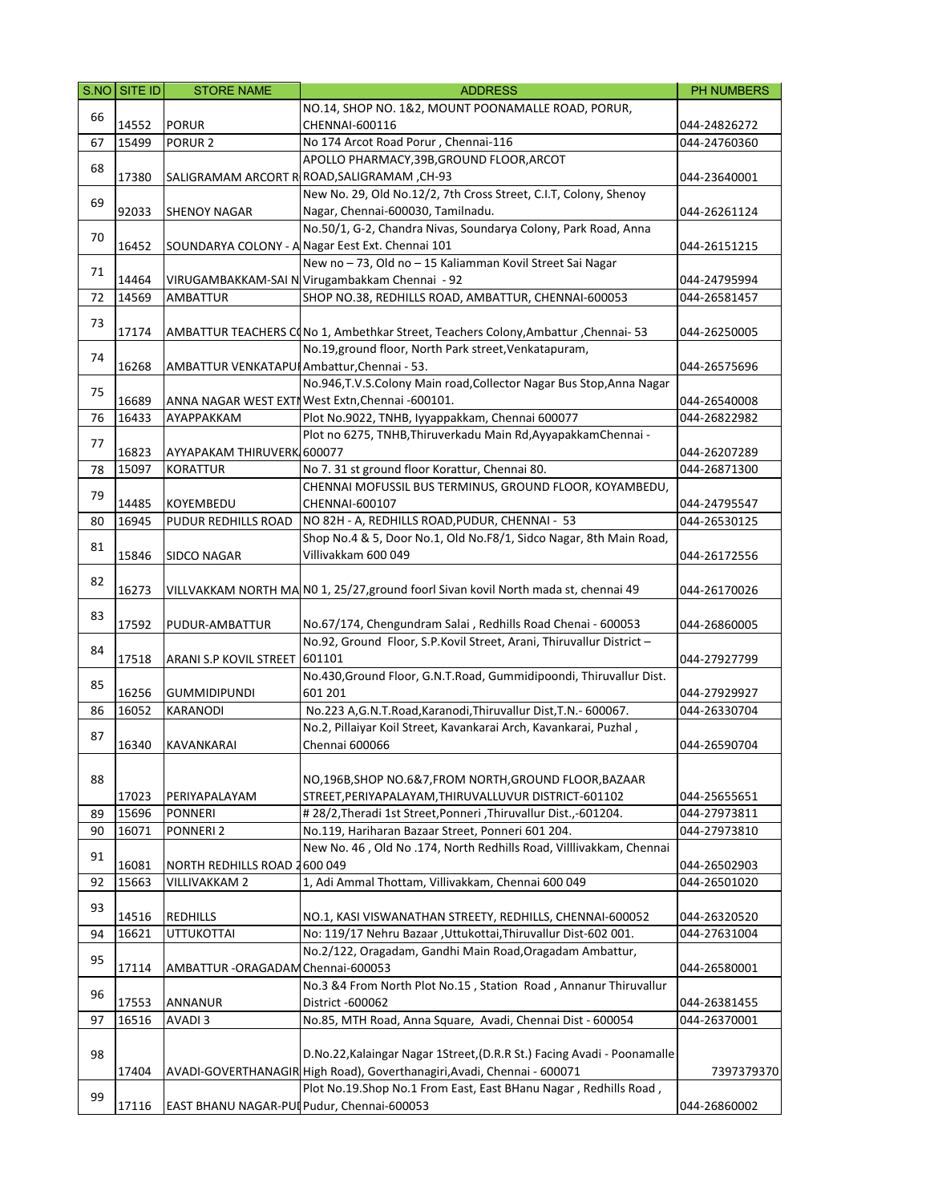| S.NO | SITE ID | STORE NAME | ADDRESS | PH NUMBERS |
|---|---|---|---|---|
| 66 | 14552 | PORUR | NO.14, SHOP NO. 1&2, MOUNT POONAMALLE ROAD, PORUR, CHENNAI-600116 | 044-24826272 |
| 67 | 15499 | PORUR 2 | No 174 Arcot Road Porur , Chennai-116 | 044-24760360 |
| 68 | 17380 | SALIGRAMAM ARCORT R | APOLLO PHARMACY,39B,GROUND FLOOR,ARCOT ROAD,SALIGRAMAM ,CH-93 | 044-23640001 |
| 69 | 92033 | SHENOY NAGAR | New No. 29, Old No.12/2, 7th Cross Street, C.I.T, Colony, Shenoy Nagar, Chennai-600030, Tamilnadu. | 044-26261124 |
| 70 | 16452 | SOUNDARYA COLONY - A | No.50/1, G-2, Chandra Nivas, Soundarya Colony, Park Road, Anna Nagar Eest Ext. Chennai 101 | 044-26151215 |
| 71 | 14464 | VIRUGAMBAKKAM-SAI N | New no – 73, Old no – 15 Kaliamman Kovil Street Sai Nagar Virugambakkam Chennai - 92 | 044-24795994 |
| 72 | 14569 | AMBATTUR | SHOP NO.38, REDHILLS ROAD, AMBATTUR, CHENNAI-600053 | 044-26581457 |
| 73 | 17174 | AMBATTUR TEACHERS C( | No 1, Ambethkar Street, Teachers Colony,Ambattur ,Chennai- 53 | 044-26250005 |
| 74 | 16268 | AMBATTUR VENKATAPUI | No.19,ground floor, North Park street,Venkatapuram, Ambattur,Chennai - 53. | 044-26575696 |
| 75 | 16689 | ANNA NAGAR WEST EXTI | No.946,T.V.S.Colony Main road,Collector Nagar Bus Stop,Anna Nagar West Extn,Chennai -600101. | 044-26540008 |
| 76 | 16433 | AYAPPAKKAM | Plot No.9022, TNHB, Iyyappakkam, Chennai 600077 | 044-26822982 |
| 77 | 16823 | AYYAPAKAM THIRUVERK | Plot no 6275, TNHB,Thiruverkadu Main Rd,AyyapakkamChennai - 600077 | 044-26207289 |
| 78 | 15097 | KORATTUR | No 7. 31 st ground floor Korattur, Chennai 80. | 044-26871300 |
| 79 | 14485 | KOYEMBEDU | CHENNAI MOFUSSIL BUS TERMINUS, GROUND FLOOR, KOYAMBEDU, CHENNAI-600107 | 044-24795547 |
| 80 | 16945 | PUDUR REDHILLS ROAD | NO 82H - A, REDHILLS ROAD,PUDUR, CHENNAI - 53 | 044-26530125 |
| 81 | 15846 | SIDCO NAGAR | Shop No.4 & 5, Door No.1, Old No.F8/1, Sidco Nagar, 8th Main Road, Villivakkam 600 049 | 044-26172556 |
| 82 | 16273 | VILLVAKKAM NORTH MA | N0 1, 25/27,ground foorl Sivan kovil North mada st, chennai 49 | 044-26170026 |
| 83 | 17592 | PUDUR-AMBATTUR | No.67/174, Chengundram Salai , Redhills Road Chenai - 600053 | 044-26860005 |
| 84 | 17518 | ARANI S.P KOVIL STREET | No.92, Ground Floor, S.P.Kovil Street, Arani, Thiruvallur District – 601101 | 044-27927799 |
| 85 | 16256 | GUMMIDIPUNDI | No.430,Ground Floor, G.N.T.Road, Gummidipoondi, Thiruvallur Dist. 601 201 | 044-27929927 |
| 86 | 16052 | KARANODI | No.223 A,G.N.T.Road,Karanodi,Thiruvallur Dist,T.N.- 600067. | 044-26330704 |
| 87 | 16340 | KAVANKARAI | No.2, Pillaiyar Koil Street, Kavankarai Arch, Kavankarai, Puzhal , Chennai 600066 | 044-26590704 |
| 88 | 17023 | PERIYAPALAYAM | NO,196B,SHOP NO.6&7,FROM NORTH,GROUND FLOOR,BAZAAR STREET,PERIYAPALAYAM,THIRUVALLUVUR DISTRICT-601102 | 044-25655651 |
| 89 | 15696 | PONNERI | # 28/2,Theradi 1st Street,Ponneri ,Thiruvallur Dist.,-601204. | 044-27973811 |
| 90 | 16071 | PONNERI 2 | No.119, Hariharan Bazaar Street, Ponneri 601 204. | 044-27973810 |
| 91 | 16081 | NORTH REDHILLS ROAD 2 | New No. 46 , Old No .174, North Redhills Road, Villlivakkam, Chennai 600 049 | 044-26502903 |
| 92 | 15663 | VILLIVAKKAM 2 | 1, Adi Ammal Thottam, Villivakkam, Chennai 600 049 | 044-26501020 |
| 93 | 14516 | REDHILLS | NO.1, KASI VISWANATHAN STREETY, REDHILLS, CHENNAI-600052 | 044-26320520 |
| 94 | 16621 | UTTUKOTTAI | No: 119/17 Nehru Bazaar ,Uttukottai,Thiruvallur Dist-602 001. | 044-27631004 |
| 95 | 17114 | AMBATTUR -ORAGADAM | No.2/122, Oragadam, Gandhi Main Road,Oragadam Ambattur, Chennai-600053 | 044-26580001 |
| 96 | 17553 | ANNANUR | No.3 &4 From North Plot No.15 , Station Road , Annanur Thiruvallur District -600062 | 044-26381455 |
| 97 | 16516 | AVADI 3 | No.85, MTH Road, Anna Square, Avadi, Chennai Dist - 600054 | 044-26370001 |
| 98 | 17404 | AVADI-GOVERTHANAGIR | D.No.22,Kalaingar Nagar 1Street,(D.R.R St.) Facing Avadi - Poonamalle High Road), Goverthanagiri,Avadi, Chennai - 600071 | 7397379370 |
| 99 | 17116 | EAST BHANU NAGAR-PUI | Plot No.19.Shop No.1 From East, East BHanu Nagar , Redhills Road , Pudur, Chennai-600053 | 044-26860002 |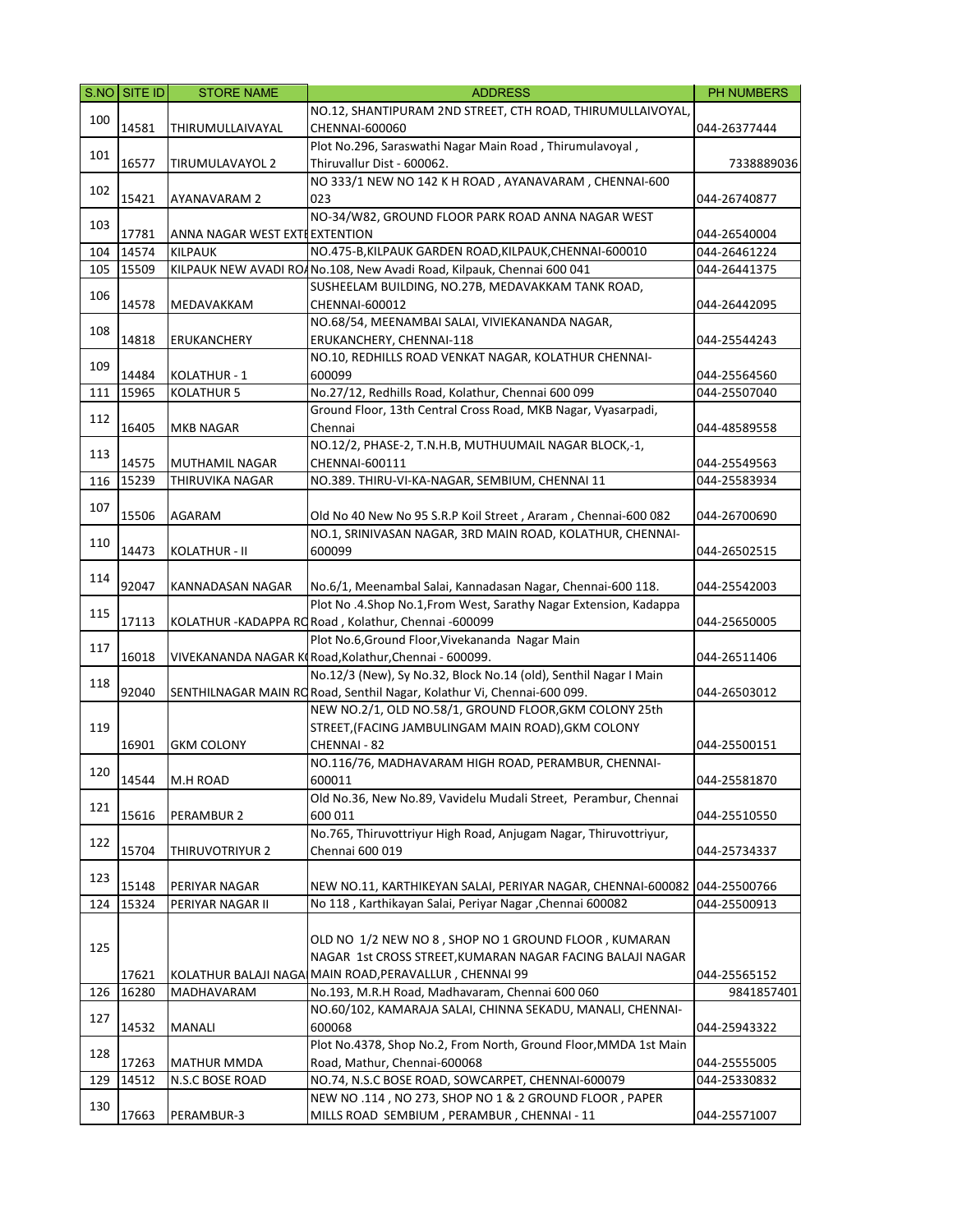| S.NO | SITE ID | STORE NAME | ADDRESS | PH NUMBERS |
|---|---|---|---|---|
| 100 | 14581 | THIRUMULLAIVAYAL | NO.12, SHANTIPURAM 2ND STREET, CTH ROAD, THIRUMULLAIVOYAL, CHENNAI-600060 | 044-26377444 |
| 101 | 16577 | TIRUMULAVAYOL 2 | Plot No.296, Saraswathi Nagar Main Road , Thirumulavoyal , Thiruvallur Dist - 600062. | 7338889036 |
| 102 | 15421 | AYANAVARAM 2 | NO 333/1 NEW NO 142 K H ROAD , AYANAVARAM , CHENNAI-600 023 | 044-26740877 |
| 103 | 17781 | ANNA NAGAR WEST EXTE | NO-34/W82, GROUND FLOOR PARK ROAD ANNA NAGAR WEST EXTENTION | 044-26540004 |
| 104 | 14574 | KILPAUK | NO.475-B,KILPAUK GARDEN ROAD,KILPAUK,CHENNAI-600010 | 044-26461224 |
| 105 | 15509 | KILPAUK NEW AVADI RO | No.108, New Avadi Road, Kilpauk, Chennai 600 041 | 044-26441375 |
| 106 | 14578 | MEDAVAKKAM | SUSHEELAM BUILDING, NO.27B, MEDAVAKKAM TANK ROAD, CHENNAI-600012 | 044-26442095 |
| 108 | 14818 | ERUKANCHERY | NO.68/54, MEENAMBAI SALAI, VIVIEKANANDA NAGAR, ERUKANCHERY, CHENNAI-118 | 044-25544243 |
| 109 | 14484 | KOLATHUR - 1 | NO.10, REDHILLS ROAD VENKAT NAGAR, KOLATHUR CHENNAI-600099 | 044-25564560 |
| 111 | 15965 | KOLATHUR 5 | No.27/12, Redhills Road, Kolathur, Chennai 600 099 | 044-25507040 |
| 112 | 16405 | MKB NAGAR | Ground Floor, 13th Central Cross Road, MKB Nagar, Vyasarpadi, Chennai | 044-48589558 |
| 113 | 14575 | MUTHAMIL NAGAR | NO.12/2, PHASE-2, T.N.H.B, MUTHUUMAIL NAGAR BLOCK,-1, CHENNAI-600111 | 044-25549563 |
| 116 | 15239 | THIRUVIKA NAGAR | NO.389. THIRU-VI-KA-NAGAR, SEMBIUM, CHENNAI 11 | 044-25583934 |
| 107 | 15506 | AGARAM | Old No 40 New No 95 S.R.P Koil Street , Araram , Chennai-600 082 | 044-26700690 |
| 110 | 14473 | KOLATHUR - II | NO.1, SRINIVASAN NAGAR, 3RD MAIN ROAD, KOLATHUR, CHENNAI-600099 | 044-26502515 |
| 114 | 92047 | KANNADASAN NAGAR | No.6/1, Meenambal Salai, Kannadasan Nagar, Chennai-600 118. | 044-25542003 |
| 115 | 17113 | KOLATHUR -KADAPPA RO | Plot No .4.Shop No.1,From West, Sarathy Nagar Extension, Kadappa Road , Kolathur, Chennai -600099 | 044-25650005 |
| 117 | 16018 | VIVEKANANDA NAGAR K | Plot No.6,Ground Floor,Vivekananda Nagar Main Road,Kolathur,Chennai - 600099. | 044-26511406 |
| 118 | 92040 | SENTHILNAGAR MAIN RO | No.12/3 (New), Sy No.32, Block No.14 (old), Senthil Nagar I Main Road, Senthil Nagar, Kolathur Vi, Chennai-600 099. | 044-26503012 |
| 119 | 16901 | GKM COLONY | NEW NO.2/1, OLD NO.58/1, GROUND FLOOR,GKM COLONY 25th STREET,(FACING JAMBULINGAM MAIN ROAD),GKM COLONY CHENNAI - 82 | 044-25500151 |
| 120 | 14544 | M.H ROAD | NO.116/76, MADHAVARAM HIGH ROAD, PERAMBUR, CHENNAI-600011 | 044-25581870 |
| 121 | 15616 | PERAMBUR 2 | Old No.36, New No.89, Vavidelu Mudali Street, Perambur, Chennai 600 011 | 044-25510550 |
| 122 | 15704 | THIRUVOTRIYUR 2 | No.765, Thiruvottriyur High Road, Anjugam Nagar, Thiruvottriyur, Chennai 600 019 | 044-25734337 |
| 123 | 15148 | PERIYAR NAGAR | NEW NO.11, KARTHIKEYAN SALAI, PERIYAR NAGAR, CHENNAI-600082 | 044-25500766 |
| 124 | 15324 | PERIYAR NAGAR II | No 118 , Karthikayan Salai, Periyar Nagar ,Chennai 600082 | 044-25500913 |
| 125 | 17621 | KOLATHUR BALAJI NAGA | OLD NO 1/2 NEW NO 8 , SHOP NO 1 GROUND FLOOR , KUMARAN NAGAR 1st CROSS STREET,KUMARAN NAGAR FACING BALAJI NAGAR MAIN ROAD,PERAVALLUR , CHENNAI 99 | 044-25565152 |
| 126 | 16280 | MADHAVARAM | No.193, M.R.H Road, Madhavaram, Chennai 600 060 | 9841857401 |
| 127 | 14532 | MANALI | NO.60/102, KAMARAJA SALAI, CHINNA SEKADU, MANALI, CHENNAI-600068 | 044-25943322 |
| 128 | 17263 | MATHUR MMDA | Plot No.4378, Shop No.2, From North, Ground Floor,MMDA 1st Main Road, Mathur, Chennai-600068 | 044-25555005 |
| 129 | 14512 | N.S.C BOSE ROAD | NO.74, N.S.C BOSE ROAD, SOWCARPET, CHENNAI-600079 | 044-25330832 |
| 130 | 17663 | PERAMBUR-3 | NEW NO .114 , NO 273, SHOP NO 1 & 2 GROUND FLOOR , PAPER MILLS ROAD SEMBIUM , PERAMBUR , CHENNAI - 11 | 044-25571007 |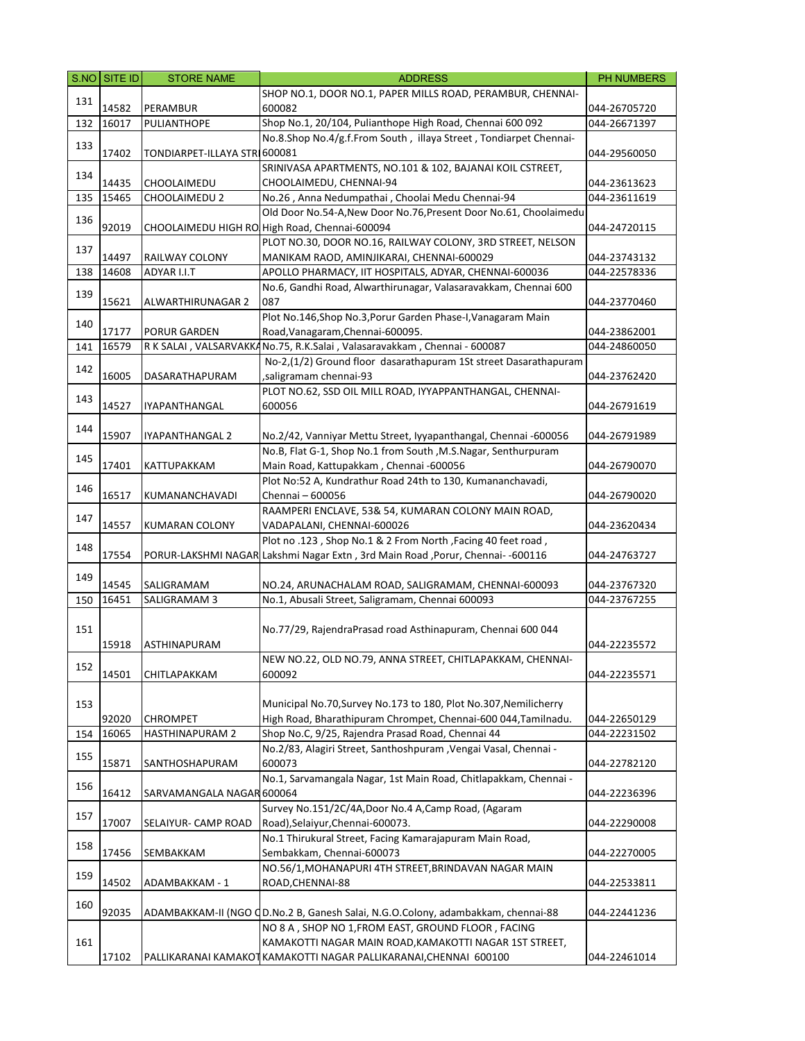| S.NO | SITE ID | STORE NAME | ADDRESS | PH NUMBERS |
|---|---|---|---|---|
| 131 | 14582 | PERAMBUR | SHOP NO.1, DOOR NO.1, PAPER MILLS ROAD, PERAMBUR, CHENNAI-600082 | 044-26705720 |
| 132 | 16017 | PULIANTHOPE | Shop No.1, 20/104, Pulianthope High Road, Chennai 600 092 | 044-26671397 |
| 133 | 17402 | TONDIARPET-ILLAYA STR | No.8.Shop No.4/g.f.From South , illaya Street , Tondiarpet Chennai-600081 | 044-29560050 |
| 134 | 14435 | CHOOLAIMEDU | SRINIVASA APARTMENTS, NO.101 & 102, BAJANAI KOIL CSTREET, CHOOLAIMEDU, CHENNAI-94 | 044-23613623 |
| 135 | 15465 | CHOOLAIMEDU 2 | No.26 , Anna Nedumpathai , Choolai Medu Chennai-94 | 044-23611619 |
| 136 | 92019 | CHOOLAIMEDU HIGH RO | Old Door No.54-A,New Door No.76,Present Door No.61, Choolaimedu High Road, Chennai-600094 | 044-24720115 |
| 137 | 14497 | RAILWAY COLONY | PLOT NO.30, DOOR NO.16, RAILWAY COLONY, 3RD STREET, NELSON MANIKAM RAOD, AMINJIKARAI, CHENNAI-600029 | 044-23743132 |
| 138 | 14608 | ADYAR I.I.T | APOLLO PHARMACY, IIT HOSPITALS, ADYAR, CHENNAI-600036 | 044-22578336 |
| 139 | 15621 | ALWARTHIRUNAGAR 2 | No.6, Gandhi Road, Alwarthirunagar, Valasaravakkam, Chennai 600 087 | 044-23770460 |
| 140 | 17177 | PORUR GARDEN | Plot No.146,Shop No.3,Porur Garden Phase-I,Vanagaram Main Road,Vanagaram,Chennai-600095. | 044-23862001 |
| 141 | 16579 | R K SALAI , VALSARVAKKA | No.75, R.K.Salai , Valasaravakkam , Chennai - 600087 | 044-24860050 |
| 142 | 16005 | DASARATHAPURAM | No-2,(1/2) Ground floor dasarathapuram 1St street Dasarathapuram ,saligramam chennai-93 | 044-23762420 |
| 143 | 14527 | IYAPANTHANGAL | PLOT NO.62, SSD OIL MILL ROAD, IYYAPPANTHANGAL, CHENNAI-600056 | 044-26791619 |
| 144 | 15907 | IYAPANTHANGAL 2 | No.2/42, Vanniyar Mettu Street, Iyyapanthangal, Chennai -600056 | 044-26791989 |
| 145 | 17401 | KATTUPAKKAM | No.B, Flat G-1, Shop No.1 from South ,M.S.Nagar, Senthurpuram Main Road, Kattupakkam , Chennai -600056 | 044-26790070 |
| 146 | 16517 | KUMANANCHAVADI | Plot No:52 A, Kundrathur Road 24th to 130, Kumananchavadi, Chennai – 600056 | 044-26790020 |
| 147 | 14557 | KUMARAN COLONY | RAAMPERI ENCLAVE, 53& 54, KUMARAN COLONY MAIN ROAD, VADAPALANI, CHENNAI-600026 | 044-23620434 |
| 148 | 17554 | PORUR-LAKSHMI NAGAR | Plot no .123 , Shop No.1 & 2 From North ,Facing 40 feet road , Lakshmi Nagar Extn , 3rd Main Road ,Porur, Chennai- -600116 | 044-24763727 |
| 149 | 14545 | SALIGRAMAM | NO.24, ARUNACHALAM ROAD, SALIGRAMAM, CHENNAI-600093 | 044-23767320 |
| 150 | 16451 | SALIGRAMAM 3 | No.1, Abusali Street, Saligramam, Chennai 600093 | 044-23767255 |
| 151 | 15918 | ASTHINAPURAM | No.77/29, RajendraPrasad road Asthinapuram, Chennai 600 044 | 044-22235572 |
| 152 | 14501 | CHITLAPAKKAM | NEW NO.22, OLD NO.79, ANNA STREET, CHITLAPAKKAM, CHENNAI-600092 | 044-22235571 |
| 153 | 92020 | CHROMPET | Municipal No.70,Survey No.173 to 180, Plot No.307,Nemilicherry High Road, Bharathipuram Chrompet, Chennai-600 044,Tamilnadu. | 044-22650129 |
| 154 | 16065 | HASTHINAPURAM 2 | Shop No.C, 9/25, Rajendra Prasad Road, Chennai 44 | 044-22231502 |
| 155 | 15871 | SANTHOSHAPURAM | No.2/83, Alagiri Street, Santhoshpuram ,Vengai Vasal, Chennai - 600073 | 044-22782120 |
| 156 | 16412 | SARVAMANGALA NAGAR | No.1, Sarvamangala Nagar, 1st Main Road, Chitlapakkam, Chennai - 600064 | 044-22236396 |
| 157 | 17007 | SELAIYUR- CAMP ROAD | Survey No.151/2C/4A,Door No.4 A,Camp Road, (Agaram Road),Selaiyur,Chennai-600073. | 044-22290008 |
| 158 | 17456 | SEMBAKKAM | No.1 Thirukural Street, Facing Kamarajapuram Main Road, Sembakkam, Chennai-600073 | 044-22270005 |
| 159 | 14502 | ADAMBAKKAM - 1 | NO.56/1,MOHANAPURI 4TH STREET,BRINDAVAN NAGAR MAIN ROAD,CHENNAI-88 | 044-22533811 |
| 160 | 92035 | ADAMBAKKAM-II (NGO C | D.No.2 B, Ganesh Salai, N.G.O.Colony, adambakkam, chennai-88 | 044-22441236 |
| 161 | 17102 | PALLIKARANAI KAMAKOT | NO 8 A , SHOP NO 1,FROM EAST, GROUND FLOOR , FACING KAMAKOTTI NAGAR MAIN ROAD,KAMAKOTTI NAGAR 1ST STREET, KAMAKOTTI NAGAR PALLIKARANAI,CHENNAI 600100 | 044-22461014 |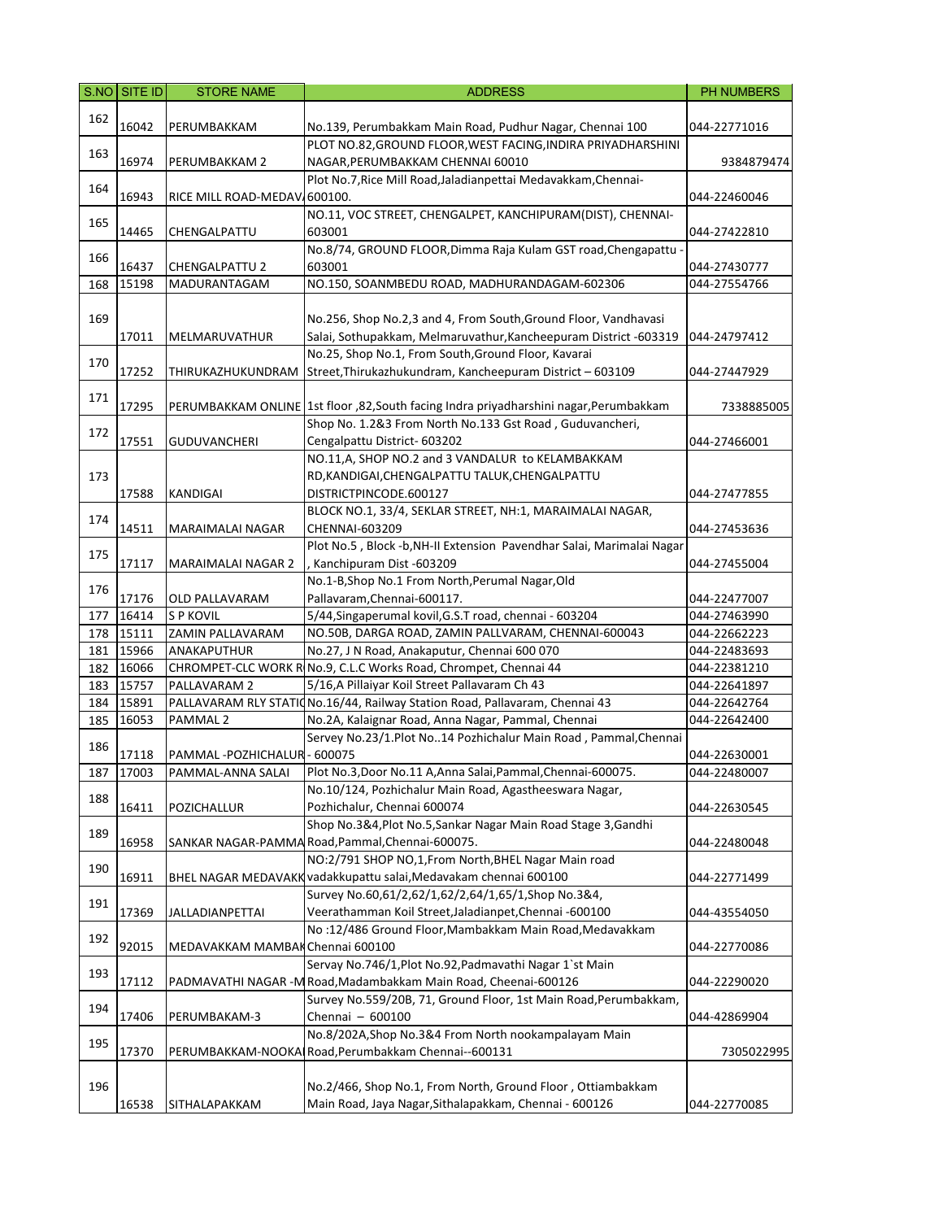| S.NO | SITE ID | STORE NAME | ADDRESS | PH NUMBERS |
|---|---|---|---|---|
| 162 | 16042 | PERUMBAKKAM | No.139, Perumbakkam Main Road, Pudhur Nagar, Chennai 100 | 044-22771016 |
| 163 | 16974 | PERUMBAKKAM 2 | PLOT NO.82,GROUND FLOOR,WEST FACING,INDIRA PRIYADHARSHINI NAGAR,PERUMBAKKAM CHENNAI 60010 | 9384879474 |
| 164 | 16943 | RICE MILL ROAD-MEDAV | Plot No.7,Rice Mill Road,Jaladianpettai Medavakkam,Chennai-600100. | 044-22460046 |
| 165 | 14465 | CHENGALPATTU | NO.11, VOC STREET, CHENGALPET, KANCHIPURAM(DIST), CHENNAI-603001 | 044-27422810 |
| 166 | 16437 | CHENGALPATTU 2 | No.8/74, GROUND FLOOR,Dimma Raja Kulam GST road,Chengapattu - 603001 | 044-27430777 |
| 168 | 15198 | MADURANTAGAM | NO.150, SOANMBEDU ROAD, MADHURANDAGAM-602306 | 044-27554766 |
| 169 | 17011 | MELMARUVATHUR | No.256, Shop No.2,3 and 4, From South,Ground Floor, Vandhavasi Salai, Sothupakkam, Melmaruvathur,Kancheepuram District -603319 | 044-24797412 |
| 170 | 17252 | THIRUKAZHUKUNDRAM | No.25, Shop No.1, From South,Ground Floor, Kavarai Street,Thirukazhukundram, Kancheepuram District – 603109 | 044-27447929 |
| 171 | 17295 | PERUMBAKKAM ONLINE | 1st floor ,82,South facing Indra priyadharshini nagar,Perumbakkam | 7338885005 |
| 172 | 17551 | GUDUVANCHERI | Shop No. 1.2&3 From North No.133 Gst Road , Guduvancheri, Cengalpattu District- 603202 | 044-27466001 |
| 173 | 17588 | KANDIGAI | NO.11,A, SHOP NO.2 and 3 VANDALUR to KELAMBAKKAM RD,KANDIGAI,CHENGALPATTU TALUK,CHENGALPATTU DISTRICTPINCODE.600127 | 044-27477855 |
| 174 | 14511 | MARAIMALAI NAGAR | BLOCK NO.1, 33/4, SEKLAR STREET, NH:1, MARAIMALAI NAGAR, CHENNAI-603209 | 044-27453636 |
| 175 | 17117 | MARAIMALAI NAGAR 2 | Plot No.5 , Block -b,NH-II Extension Pavendhar Salai, Marimalai Nagar , Kanchipuram Dist -603209 | 044-27455004 |
| 176 | 17176 | OLD PALLAVARAM | No.1-B,Shop No.1 From North,Perumal Nagar,Old Pallavaram,Chennai-600117. | 044-22477007 |
| 177 | 16414 | S P KOVIL | 5/44,Singaperumal kovil,G.S.T road, chennai - 603204 | 044-27463990 |
| 178 | 15111 | ZAMIN PALLAVARAM | NO.50B, DARGA ROAD, ZAMIN PALLVARAM, CHENNAI-600043 | 044-22662223 |
| 181 | 15966 | ANAKAPUTHUR | No.27, J N Road, Anakaputur, Chennai 600 070 | 044-22483693 |
| 182 | 16066 | CHROMPET-CLC WORK R | No.9, C.L.C Works Road, Chrompet, Chennai 44 | 044-22381210 |
| 183 | 15757 | PALLAVARAM 2 | 5/16,A Pillaiyar Koil Street Pallavaram Ch 43 | 044-22641897 |
| 184 | 15891 | PALLAVARAM RLY STATI | No.16/44, Railway Station Road, Pallavaram, Chennai 43 | 044-22642764 |
| 185 | 16053 | PAMMAL 2 | No.2A, Kalaignar Road, Anna Nagar, Pammal, Chennai | 044-22642400 |
| 186 | 17118 | PAMMAL -POZHICHALUR | Servey No.23/1.Plot No..14 Pozhichalur Main Road , Pammal,Chennai - 600075 | 044-22630001 |
| 187 | 17003 | PAMMAL-ANNA SALAI | Plot No.3,Door No.11 A,Anna Salai,Pammal,Chennai-600075. | 044-22480007 |
| 188 | 16411 | POZICHALLUR | No.10/124, Pozhichalur Main Road, Agastheeswara Nagar, Pozhichalur, Chennai 600074 | 044-22630545 |
| 189 | 16958 | SANKAR NAGAR-PAMMA | Shop No.3&4,Plot No.5,Sankar Nagar Main Road Stage 3,Gandhi Road,Pammal,Chennai-600075. | 044-22480048 |
| 190 | 16911 | BHEL NAGAR MEDAVAKK | NO:2/791 SHOP NO,1,From North,BHEL Nagar Main road vadakkupattu salai,Medavakam chennai 600100 | 044-22771499 |
| 191 | 17369 | JALLADIANPETTAI | Survey No.60,61/2,62/1,62/2,64/1,65/1,Shop No.3&4, Veerathamman Koil Street,Jaladianpet,Chennai -600100 | 044-43554050 |
| 192 | 92015 | MEDAVAKKAM MAMBAK | No :12/486 Ground Floor,Mambakkam Main Road,Medavakkam Chennai 600100 | 044-22770086 |
| 193 | 17112 | PADMAVATHI NAGAR -M | Servay No.746/1,Plot No.92,Padmavathi Nagar 1`st Main Road,Madambakkam Main Road, Cheenai-600126 | 044-22290020 |
| 194 | 17406 | PERUMBAKAM-3 | Survey No.559/20B, 71, Ground Floor, 1st Main Road,Perumbakkam, Chennai – 600100 | 044-42869904 |
| 195 | 17370 | PERUMBAKKAM-NOOKA | No.8/202A,Shop No.3&4 From North nookampalayam Main Road,Perumbakkam Chennai--600131 | 7305022995 |
| 196 | 16538 | SITHALAPAKKAM | No.2/466, Shop No.1, From North, Ground Floor , Ottiambakkam Main Road, Jaya Nagar,Sithalapakkam, Chennai - 600126 | 044-22770085 |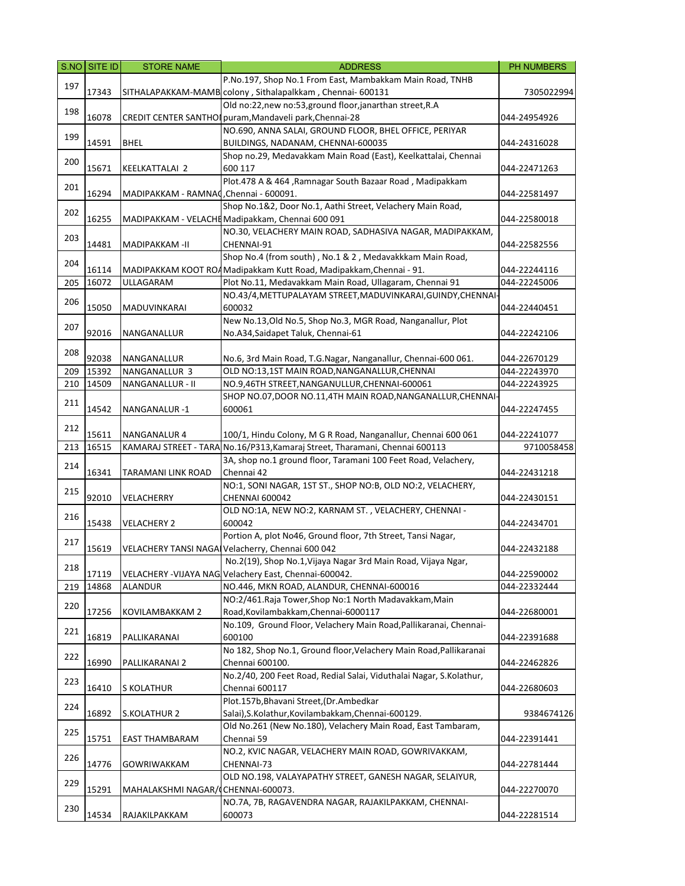| S.NO | SITE ID | STORE NAME | ADDRESS | PH NUMBERS |
|---|---|---|---|---|
| 197 | 17343 | SITHALAPAKKAM-MAMB | P.No.197, Shop No.1 From East, Mambakkam Main Road, TNHB colony , Sithalapalkkam , Chennai- 600131 | 7305022994 |
| 198 | 16078 | CREDIT CENTER SANTHO | Old no:22,new no:53,ground floor,janarthan street,R.A puram,Mandaveli park,Chennai-28 | 044-24954926 |
| 199 | 14591 | BHEL | NO.690, ANNA SALAI, GROUND FLOOR, BHEL OFFICE, PERIYAR BUILDINGS, NADANAM, CHENNAI-600035 | 044-24316028 |
| 200 | 15671 | KEELKATTALAI 2 | Shop no.29, Medavakkam Main Road (East), Keelkattalai, Chennai 600 117 | 044-22471263 |
| 201 | 16294 | MADIPAKKAM - RAMNAC | Plot.478 A & 464 ,Ramnagar South Bazaar Road , Madipakkam ,Chennai - 600091. | 044-22581497 |
| 202 | 16255 | MADIPAKKAM - VELACHE | Shop No.1&2, Door No.1, Aathi Street, Velachery Main Road, Madipakkam, Chennai 600 091 | 044-22580018 |
| 203 | 14481 | MADIPAKKAM -II | NO.30, VELACHERY MAIN ROAD, SADHASIVA NAGAR, MADIPAKKAM, CHENNAI-91 | 044-22582556 |
| 204 | 16114 | MADIPAKKAM KOOT ROA | Shop No.4 (from south) , No.1 & 2 , Medavakkkam Main Road, Madipakkam Kutt Road, Madipakkam,Chennai - 91. | 044-22244116 |
| 205 | 16072 | ULLAGARAM | Plot No.11, Medavakkam Main Road, Ullagaram, Chennai 91 | 044-22245006 |
| 206 | 15050 | MADUVINKARAI | NO.43/4,METTUPALAYAM STREET,MADUVINKARAI,GUINDY,CHENNAI-600032 | 044-22440451 |
| 207 | 92016 | NANGANALLUR | New No.13,Old No.5, Shop No.3, MGR Road, Nanganallur, Plot No.A34,Saidapet Taluk, Chennai-61 | 044-22242106 |
| 208 | 92038 | NANGANALLUR | No.6, 3rd Main Road, T.G.Nagar, Nanganallur, Chennai-600 061. | 044-22670129 |
| 209 | 15392 | NANGANALLUR 3 | OLD NO:13,1ST MAIN ROAD,NANGANALLUR,CHENNAI | 044-22243970 |
| 210 | 14509 | NANGANALLUR - II | NO.9,46TH STREET,NANGANULLUR,CHENNAI-600061 | 044-22243925 |
| 211 | 14542 | NANGANALUR -1 | SHOP NO.07,DOOR NO.11,4TH MAIN ROAD,NANGANALLUR,CHENNAI-600061 | 044-22247455 |
| 212 | 15611 | NANGANALUR 4 | 100/1, Hindu Colony, M G R Road, Nanganallur, Chennai 600 061 | 044-22241077 |
| 213 | 16515 | KAMARAJ STREET - TARA | No.16/P313,Kamaraj Street, Tharamani, Chennai 600113 | 9710058458 |
| 214 | 16341 | TARAMANI LINK ROAD | 3A, shop no.1 ground floor, Taramani 100 Feet Road, Velachery, Chennai 42 | 044-22431218 |
| 215 | 92010 | VELACHERRY | NO:1, SONI NAGAR, 1ST ST., SHOP NO:B, OLD NO:2, VELACHERY, CHENNAI 600042 | 044-22430151 |
| 216 | 15438 | VELACHERY 2 | OLD NO:1A, NEW NO:2, KARNAM ST. , VELACHERY, CHENNAI - 600042 | 044-22434701 |
| 217 | 15619 | VELACHERY TANSI NAGA | Portion A, plot No46, Ground floor, 7th Street, Tansi Nagar, Velacherry, Chennai 600 042 | 044-22432188 |
| 218 | 17119 | VELACHERY -VIJAYA NAG | No.2(19), Shop No.1,Vijaya Nagar 3rd Main Road, Vijaya Ngar, Velachery East, Chennai-600042. | 044-22590002 |
| 219 | 14868 | ALANDUR | NO.446, MKN ROAD, ALANDUR, CHENNAI-600016 | 044-22332444 |
| 220 | 17256 | KOVILAMBAKKAM 2 | NO:2/461.Raja Tower,Shop No:1 North Madavakkam,Main Road,Kovilambakkam,Chennai-6000117 | 044-22680001 |
| 221 | 16819 | PALLIKARANAI | No.109, Ground Floor, Velachery Main Road,Pallikaranai, Chennai-600100 | 044-22391688 |
| 222 | 16990 | PALLIKARANAI 2 | No 182, Shop No.1, Ground floor,Velachery Main Road,Pallikaranai Chennai 600100. | 044-22462826 |
| 223 | 16410 | S KOLATHUR | No.2/40, 200 Feet Road, Redial Salai, Viduthalai Nagar, S.Kolathur, Chennai 600117 | 044-22680603 |
| 224 | 16892 | S.KOLATHUR 2 | Plot.157b,Bhavani Street,(Dr.Ambedkar Salai),S.Kolathur,Kovilambakkam,Chennai-600129. | 9384674126 |
| 225 | 15751 | EAST THAMBARAM | Old No.261 (New No.180), Velachery Main Road, East Tambaram, Chennai 59 | 044-22391441 |
| 226 | 14776 | GOWRIWAKKAM | NO.2, KVIC NAGAR, VELACHERY MAIN ROAD, GOWRIVAKKAM, CHENNAI-73 | 044-22781444 |
| 229 | 15291 | MAHALAKSHMI NAGAR/( | OLD NO.198, VALAYAPATHY STREET, GANESH NAGAR, SELAIYUR, CHENNAI-600073. | 044-22270070 |
| 230 | 14534 | RAJAKILPAKKAM | NO.7A, 7B, RAGAVENDRA NAGAR, RAJAKILPAKKAM, CHENNAI-600073 | 044-22281514 |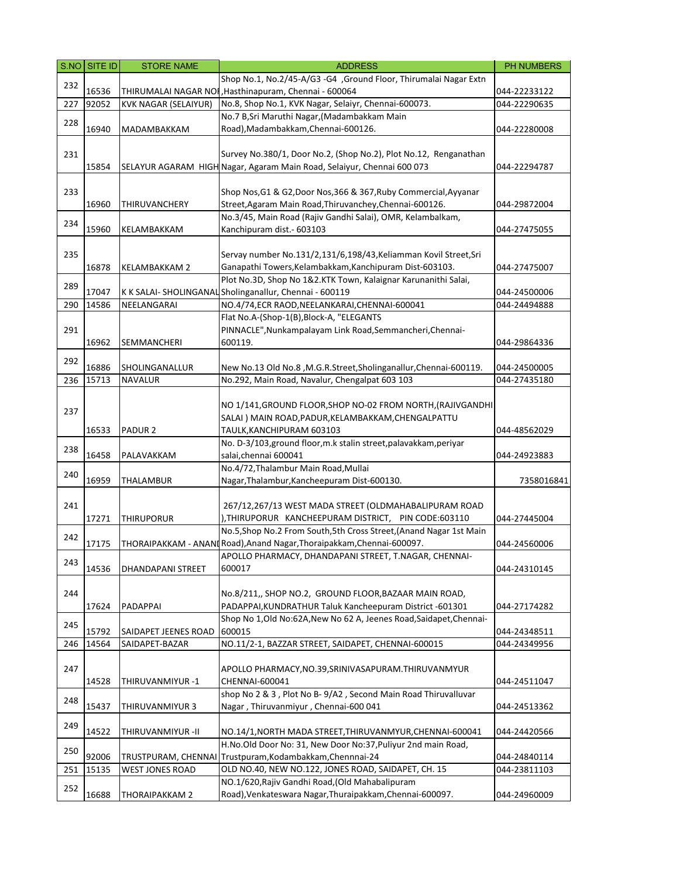| S.NO | SITE ID | STORE NAME | ADDRESS | PH NUMBERS |
|---|---|---|---|---|
| 232 | 16536 | THIRUMALAI NAGAR NOI | Shop No.1, No.2/45-A/G3 -G4 ,Ground Floor, Thirumalai Nagar Extn ,Hasthinapuram, Chennai - 600064 | 044-22233122 |
| 227 | 92052 | KVK NAGAR (SELAIYUR) | No.8, Shop No.1, KVK Nagar, Selaiyr, Chennai-600073. | 044-22290635 |
| 228 | 16940 | MADAMBAKKAM | No.7 B,Sri Maruthi Nagar,(Madambakkam Main Road),Madambakkam,Chennai-600126. | 044-22280008 |
| 231 | 15854 | SELAYUR AGARAM HIGH | Survey No.380/1, Door No.2, (Shop No.2), Plot No.12, Renganathan Nagar, Agaram Main Road, Selaiyur, Chennai 600 073 | 044-22294787 |
| 233 | 16960 | THIRUVANCHERY | Shop Nos,G1 & G2,Door Nos,366 & 367,Ruby Commercial,Ayyanar Street,Agaram Main Road,Thiruvanchey,Chennai-600126. | 044-29872004 |
| 234 | 15960 | KELAMBAKKAM | No.3/45, Main Road (Rajiv Gandhi Salai), OMR, Kelambalkam, Kanchipuram dist.- 603103 | 044-27475055 |
| 235 | 16878 | KELAMBAKKAM 2 | Servay number No.131/2,131/6,198/43,Keliamman Kovil Street,Sri Ganapathi Towers,Kelambakkam,Kanchipuram Dist-603103. | 044-27475007 |
| 289 | 17047 | K K SALAI- SHOLINGANAL | Plot No.3D, Shop No 1&2.KTK Town, Kalaignar Karunanithi Salai, Sholinganallur, Chennai - 600119 | 044-24500006 |
| 290 | 14586 | NEELANGARAI | NO.4/74,ECR RAOD,NEELANKARAI,CHENNAI-600041 | 044-24494888 |
| 291 | 16962 | SEMMANCHERI | Flat No.A-(Shop-1(B),Block-A, "ELEGANTS PINNACLE",Nunkampalayam Link Road,Semmancheri,Chennai-600119. | 044-29864336 |
| 292 | 16886 | SHOLINGANALLUR | New No.13 Old No.8 ,M.G.R.Street,Sholinganallur,Chennai-600119. | 044-24500005 |
| 236 | 15713 | NAVALUR | No.292, Main Road, Navalur, Chengalpat 603 103 | 044-27435180 |
| 237 | 16533 | PADUR 2 | NO 1/141,GROUND FLOOR,SHOP NO-02 FROM NORTH,(RAJIVGANDHI SALAI ) MAIN ROAD,PADUR,KELAMBAKKAM,CHENGALPATTU TAULK,KANCHIPURAM 603103 | 044-48562029 |
| 238 | 16458 | PALAVAKKAM | No. D-3/103,ground floor,m.k stalin street,palavakkam,periyar salai,chennai 600041 | 044-24923883 |
| 240 | 16959 | THALAMBUR | No.4/72,Thalambur Main Road,Mullai Nagar,Thalambur,Kancheepuram Dist-600130. | 7358016841 |
| 241 | 17271 | THIRUPORUR | 267/12,267/13 WEST MADA STREET (OLDMAHABALIPURAM ROAD ),THIRUPORUR KANCHEEPURAM DISTRICT, PIN CODE:603110 | 044-27445004 |
| 242 | 17175 | THORAIPAKKAM - ANANI | No.5,Shop No.2 From South,5th Cross Street,(Anand Nagar 1st Main Road),Anand Nagar,Thoraipakkam,Chennai-600097. | 044-24560006 |
| 243 | 14536 | DHANDAPANI STREET | APOLLO PHARMACY, DHANDAPANI STREET, T.NAGAR, CHENNAI-600017 | 044-24310145 |
| 244 | 17624 | PADAPPAI | No.8/211,, SHOP NO.2, GROUND FLOOR,BAZAAR MAIN ROAD, PADAPPAI,KUNDRATHUR Taluk Kancheepuram District -601301 | 044-27174282 |
| 245 | 15792 | SAIDAPET JEENES ROAD | Shop No 1,Old No:62A,New No 62 A, Jeenes Road,Saidapet,Chennai-600015 | 044-24348511 |
| 246 | 14564 | SAIDAPET-BAZAR | NO.11/2-1, BAZZAR STREET, SAIDAPET, CHENNAI-600015 | 044-24349956 |
| 247 | 14528 | THIRUVANMIYUR -1 | APOLLO PHARMACY,NO.39,SRINIVASAPURAM.THIRUVANMYUR CHENNAI-600041 | 044-24511047 |
| 248 | 15437 | THIRUVANMIYUR 3 | shop No 2 & 3 , Plot No B- 9/A2 , Second Main Road Thiruvalluvar Nagar , Thiruvanmiyur , Chennai-600 041 | 044-24513362 |
| 249 | 14522 | THIRUVANMIYUR -II | NO.14/1,NORTH MADA STREET,THIRUVANMYUR,CHENNAI-600041 | 044-24420566 |
| 250 | 92006 | TRUSTPURAM, CHENNAI | H.No.Old Door No: 31, New Door No:37,Puliyur 2nd main Road, Trustpuram,Kodambakkam,Chennai-24 | 044-24840114 |
| 251 | 15135 | WEST JONES ROAD | OLD NO.40, NEW NO.122, JONES ROAD, SAIDAPET, CH. 15 | 044-23811103 |
| 252 | 16688 | THORAIPAKKAM 2 | NO.1/620,Rajiv Gandhi Road,(Old Mahabalipuram Road),Venkateswara Nagar,Thuraipakkam,Chennai-600097. | 044-24960009 |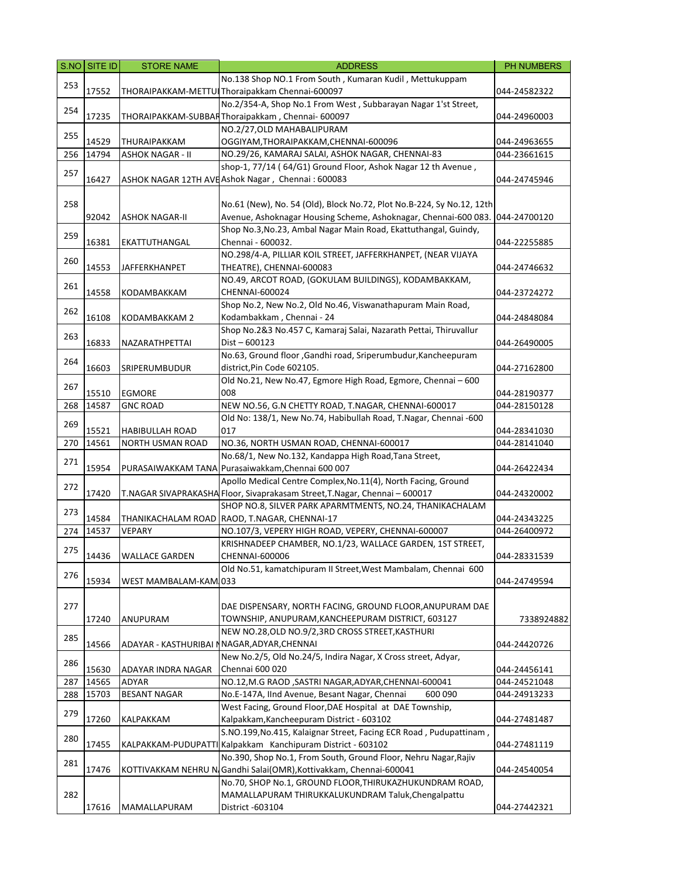| S.NO | SITE ID | STORE NAME | ADDRESS | PH NUMBERS |
|---|---|---|---|---|
| 253 | 17552 | THORAIPAKKAM-METTUI | No.138 Shop NO.1 From South , Kumaran Kudil , Mettukuppam Thoraipakkam Chennai-600097 | 044-24582322 |
| 254 | 17235 | THORAIPAKKAM-SUBBAR | No.2/354-A, Shop No.1 From West , Subbarayan Nagar 1'st Street, Thoraipakkam , Chennai- 600097 | 044-24960003 |
| 255 | 14529 | THURAIPAKKAM | NO.2/27,OLD MAHABALIPURAM OGGIYAM,THORAIPAKKAM,CHENNAI-600096 | 044-24963655 |
| 256 | 14794 | ASHOK NAGAR - II | NO.29/26, KAMARAJ SALAI, ASHOK NAGAR, CHENNAI-83 | 044-23661615 |
| 257 | 16427 | ASHOK NAGAR 12TH AVE | shop-1, 77/14 ( 64/G1) Ground Floor, Ashok Nagar 12 th Avenue , Ashok Nagar , Chennai : 600083 | 044-24745946 |
| 258 | 92042 | ASHOK NAGAR-II | No.61 (New), No. 54 (Old), Block No.72, Plot No.B-224, Sy No.12, 12th Avenue, Ashoknagar Housing Scheme, Ashoknagar, Chennai-600 083. | 044-24700120 |
| 259 | 16381 | EKATTUTHANGAL | Shop No.3,No.23, Ambal Nagar Main Road, Ekattuthangal, Guindy, Chennai - 600032. | 044-22255885 |
| 260 | 14553 | JAFFERKHANPET | NO.298/4-A, PILLIAR KOIL STREET, JAFFERKHANPET, (NEAR VIJAYA THEATRE), CHENNAI-600083 | 044-24746632 |
| 261 | 14558 | KODAMBAKKAM | NO.49, ARCOT ROAD, (GOKULAM BUILDINGS), KODAMBAKKAM, CHENNAI-600024 | 044-23724272 |
| 262 | 16108 | KODAMBAKKAM 2 | Shop No.2, New No.2, Old No.46, Viswanathapuram Main Road, Kodambakkam , Chennai - 24 | 044-24848084 |
| 263 | 16833 | NAZARATHPETTAI | Shop No.2&3 No.457 C, Kamaraj Salai, Nazarath Pettai, Thiruvallur Dist – 600123 | 044-26490005 |
| 264 | 16603 | SRIPERUMBUDUR | No.63, Ground floor ,Gandhi road, Sriperumbudur,Kancheepuram district,Pin Code 602105. | 044-27162800 |
| 267 | 15510 | EGMORE | Old No.21, New No.47, Egmore High Road, Egmore, Chennai – 600 008 | 044-28190377 |
| 268 | 14587 | GNC ROAD | NEW NO.56, G.N CHETTY ROAD, T.NAGAR, CHENNAI-600017 | 044-28150128 |
| 269 | 15521 | HABIBULLAH ROAD | Old No: 138/1, New No.74, Habibullah Road, T.Nagar, Chennai -600 017 | 044-28341030 |
| 270 | 14561 | NORTH USMAN ROAD | NO.36, NORTH USMAN ROAD, CHENNAI-600017 | 044-28141040 |
| 271 | 15954 | PURASAIWAKKAM TANA | No.68/1, New No.132, Kandappa High Road,Tana Street, Purasaiwakkam,Chennai 600 007 | 044-26422434 |
| 272 | 17420 | T.NAGAR SIVAPRAKASHA | Apollo Medical Centre Complex,No.11(4), North Facing, Ground Floor, Sivaprakasam Street,T.Nagar, Chennai – 600017 | 044-24320002 |
| 273 | 14584 | THANIKACHALAM ROAD | SHOP NO.8, SILVER PARK APARMTMENTS, NO.24, THANIKACHALAM RAOD, T.NAGAR, CHENNAI-17 | 044-24343225 |
| 274 | 14537 | VEPARY | NO.107/3, VEPERY HIGH ROAD, VEPERY, CHENNAI-600007 | 044-26400972 |
| 275 | 14436 | WALLACE GARDEN | KRISHNADEEP CHAMBER, NO.1/23, WALLACE GARDEN, 1ST STREET, CHENNAI-600006 | 044-28331539 |
| 276 | 15934 | WEST MAMBALAM-KAM | Old No.51, kamatchipuram II Street,West Mambalam, Chennai 600 033 | 044-24749594 |
| 277 | 17240 | ANUPURAM | DAE DISPENSARY, NORTH FACING, GROUND FLOOR,ANUPURAM DAE TOWNSHIP, ANUPURAM,KANCHEEPURAM DISTRICT, 603127 | 7338924882 |
| 285 | 14566 | ADAYAR - KASTHURIBAI N | NEW NO.28,OLD NO.9/2,3RD CROSS STREET,KASTHURI NAGAR,ADYAR,CHENNAI | 044-24420726 |
| 286 | 15630 | ADAYAR INDRA NAGAR | New No.2/5, Old No.24/5, Indira Nagar, X Cross street, Adyar, Chennai 600 020 | 044-24456141 |
| 287 | 14565 | ADYAR | NO.12,M.G RAOD ,SASTRI NAGAR,ADYAR,CHENNAI-600041 | 044-24521048 |
| 288 | 15703 | BESANT NAGAR | No.E-147A, IInd Avenue, Besant Nagar, Chennai 600 090 | 044-24913233 |
| 279 | 17260 | KALPAKKAM | West Facing, Ground Floor,DAE Hospital at DAE Township, Kalpakkam,Kancheepuram District - 603102 | 044-27481487 |
| 280 | 17455 | KALPAKKAM-PUDUPATTI | S.NO.199,No.415, Kalaignar Street, Facing ECR Road , Pudupattinam , Kalpakkam Kanchipuram District - 603102 | 044-27481119 |
| 281 | 17476 | KOTTIVAKKAM NEHRU N | No.390, Shop No.1, From South, Ground Floor, Nehru Nagar,Rajiv Gandhi Salai(OMR),Kottivakkam, Chennai-600041 | 044-24540054 |
| 282 | 17616 | MAMALLAPURAM | No.70, SHOP No.1, GROUND FLOOR,THIRUKAZHUKUNDRAM ROAD, MAMALLAPURAM THIRUKKALUKUNDRAM Taluk,Chengalpattu District -603104 | 044-27442321 |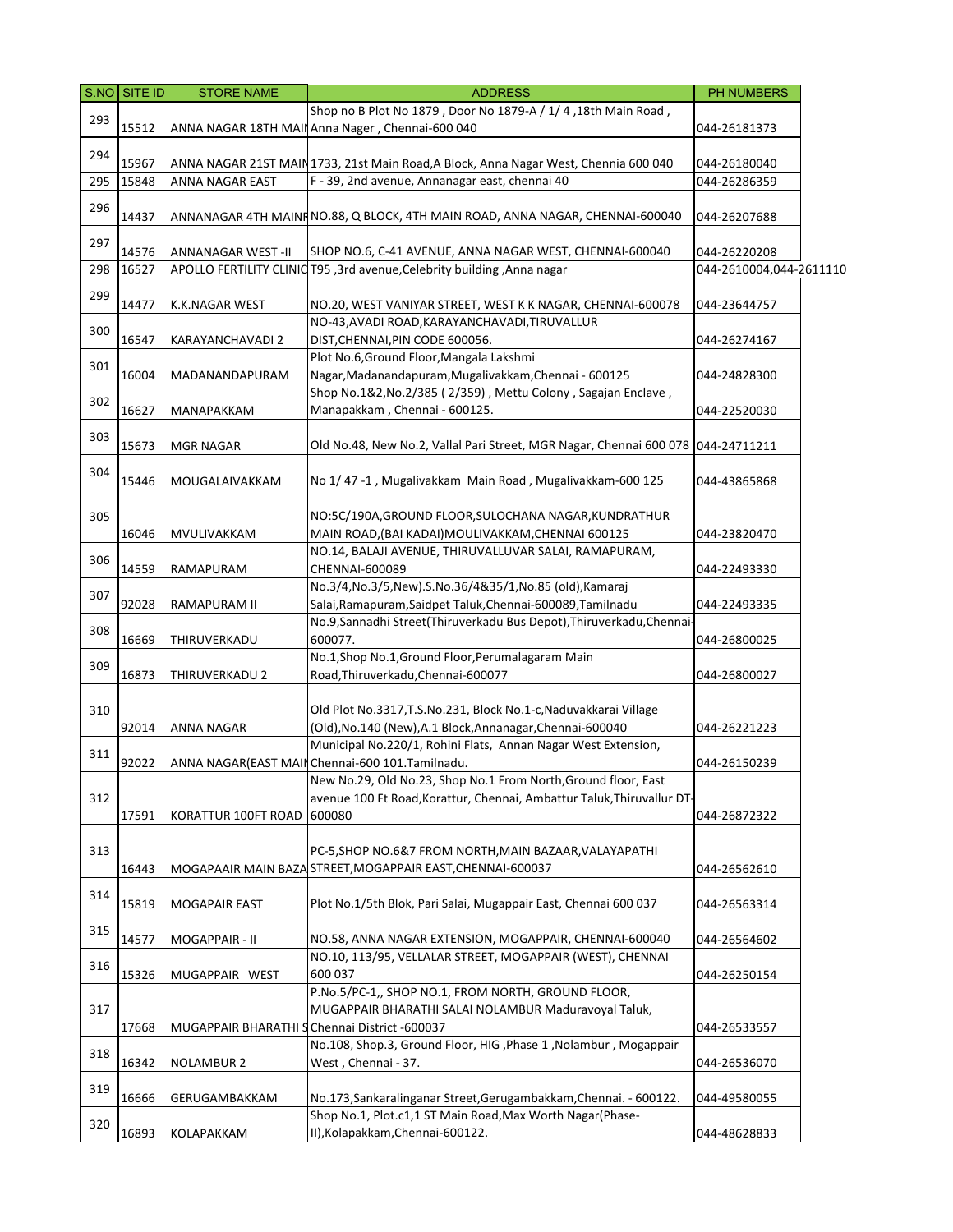| S.NO | SITE ID | STORE NAME | ADDRESS | PH NUMBERS |
|---|---|---|---|---|
| 293 | 15512 | ANNA NAGAR 18TH MAII | Shop no B Plot No 1879 , Door No 1879-A / 1/ 4 ,18th Main Road , Anna Nager , Chennai-600 040 | 044-26181373 |
| 294 | 15967 | ANNA NAGAR 21ST MAIN | 1733, 21st Main Road,A Block, Anna Nagar West, Chennia 600 040 | 044-26180040 |
| 295 | 15848 | ANNA NAGAR EAST | F - 39, 2nd avenue, Annanagar east, chennai 40 | 044-26286359 |
| 296 | 14437 | ANNANAGAR 4TH MAINF | NO.88, Q BLOCK, 4TH MAIN ROAD, ANNA NAGAR, CHENNAI-600040 | 044-26207688 |
| 297 | 14576 | ANNANAGAR WEST -II | SHOP NO.6, C-41 AVENUE, ANNA NAGAR WEST, CHENNAI-600040 | 044-26220208 |
| 298 | 16527 | APOLLO FERTILITY CLINIC | T95 ,3rd avenue,Celebrity building ,Anna nagar | 044-2610004,044-2611110 |
| 299 | 14477 | K.K.NAGAR WEST | NO.20, WEST VANIYAR STREET, WEST K K NAGAR, CHENNAI-600078 | 044-23644757 |
| 300 | 16547 | KARAYANCHAVADI 2 | NO-43,AVADI ROAD,KARAYANCHAVADI,TIRUVALLUR DIST,CHENNAI,PIN CODE 600056. | 044-26274167 |
| 301 | 16004 | MADANANDAPURAM | Plot No.6,Ground Floor,Mangala Lakshmi Nagar,Madanandapuram,Mugalivakkam,Chennai - 600125 | 044-24828300 |
| 302 | 16627 | MANAPAKKAM | Shop No.1&2,No.2/385 ( 2/359) , Mettu Colony , Sagajan Enclave , Manapakkam , Chennai - 600125. | 044-22520030 |
| 303 | 15673 | MGR NAGAR | Old No.48, New No.2, Vallal Pari Street, MGR Nagar, Chennai 600 078 | 044-24711211 |
| 304 | 15446 | MOUGALAIVAKKAM | No 1/ 47 -1 , Mugalivakkam Main Road , Mugalivakkam-600 125 | 044-43865868 |
| 305 | 16046 | MVULIVAKKAM | NO:5C/190A,GROUND FLOOR,SULOCHANA NAGAR,KUNDRATHUR MAIN ROAD,(BAI KADAI)MOULIVAKKAM,CHENNAI 600125 | 044-23820470 |
| 306 | 14559 | RAMAPURAM | NO.14, BALAJI AVENUE, THIRUVALLUVAR SALAI, RAMAPURAM, CHENNAI-600089 | 044-22493330 |
| 307 | 92028 | RAMAPURAM II | No.3/4,No.3/5,New).S.No.36/4&35/1,No.85 (old),Kamaraj Salai,Ramapuram,Saidpet Taluk,Chennai-600089,Tamilnadu | 044-22493335 |
| 308 | 16669 | THIRUVERKADU | No.9,Sannadhi Street(Thiruverkadu Bus Depot),Thiruverkadu,Chennai-600077. | 044-26800025 |
| 309 | 16873 | THIRUVERKADU 2 | No.1,Shop No.1,Ground Floor,Perumalagaram Main Road,Thiruverkadu,Chennai-600077 | 044-26800027 |
| 310 | 92014 | ANNA NAGAR | Old Plot No.3317,T.S.No.231, Block No.1-c,Naduvakkarai Village (Old),No.140 (New),A.1 Block,Annanagar,Chennai-600040 | 044-26221223 |
| 311 | 92022 | ANNA NAGAR(EAST MAII | Municipal No.220/1, Rohini Flats, Annan Nagar West Extension, Chennai-600 101.Tamilnadu. | 044-26150239 |
| 312 | 17591 | KORATTUR 100FT ROAD | New No.29, Old No.23, Shop No.1 From North,Ground floor, East avenue 100 Ft Road,Korattur, Chennai, Ambattur Taluk,Thiruvallur DT-600080 | 044-26872322 |
| 313 | 16443 | MOGAPAAIR MAIN BAZA | PC-5,SHOP NO.6&7 FROM NORTH,MAIN BAZAAR,VALAYAPATHI STREET,MOGAPPAIR EAST,CHENNAI-600037 | 044-26562610 |
| 314 | 15819 | MOGAPAIR EAST | Plot No.1/5th Blok, Pari Salai, Mugappair East, Chennai 600 037 | 044-26563314 |
| 315 | 14577 | MOGAPPAIR - II | NO.58, ANNA NAGAR EXTENSION, MOGAPPAIR, CHENNAI-600040 | 044-26564602 |
| 316 | 15326 | MUGAPPAIR WEST | NO.10, 113/95, VELLALAR STREET, MOGAPPAIR (WEST), CHENNAI 600 037 | 044-26250154 |
| 317 | 17668 | MUGAPPAIR BHARATHI S | P.No.5/PC-1,, SHOP NO.1, FROM NORTH, GROUND FLOOR, MUGAPPAIR BHARATHI SALAI NOLAMBUR Maduravoyal Taluk, Chennai District -600037 | 044-26533557 |
| 318 | 16342 | NOLAMBUR 2 | No.108, Shop.3, Ground Floor, HIG ,Phase 1 ,Nolambur , Mogappair West , Chennai - 37. | 044-26536070 |
| 319 | 16666 | GERUGAMBAKKAM | No.173,Sankaralinganar Street,Gerugambakkam,Chennai. - 600122. | 044-49580055 |
| 320 | 16893 | KOLAPAKKAM | Shop No.1, Plot.c1,1 ST Main Road,Max Worth Nagar(Phase-II),Kolapakkam,Chennai-600122. | 044-48628833 |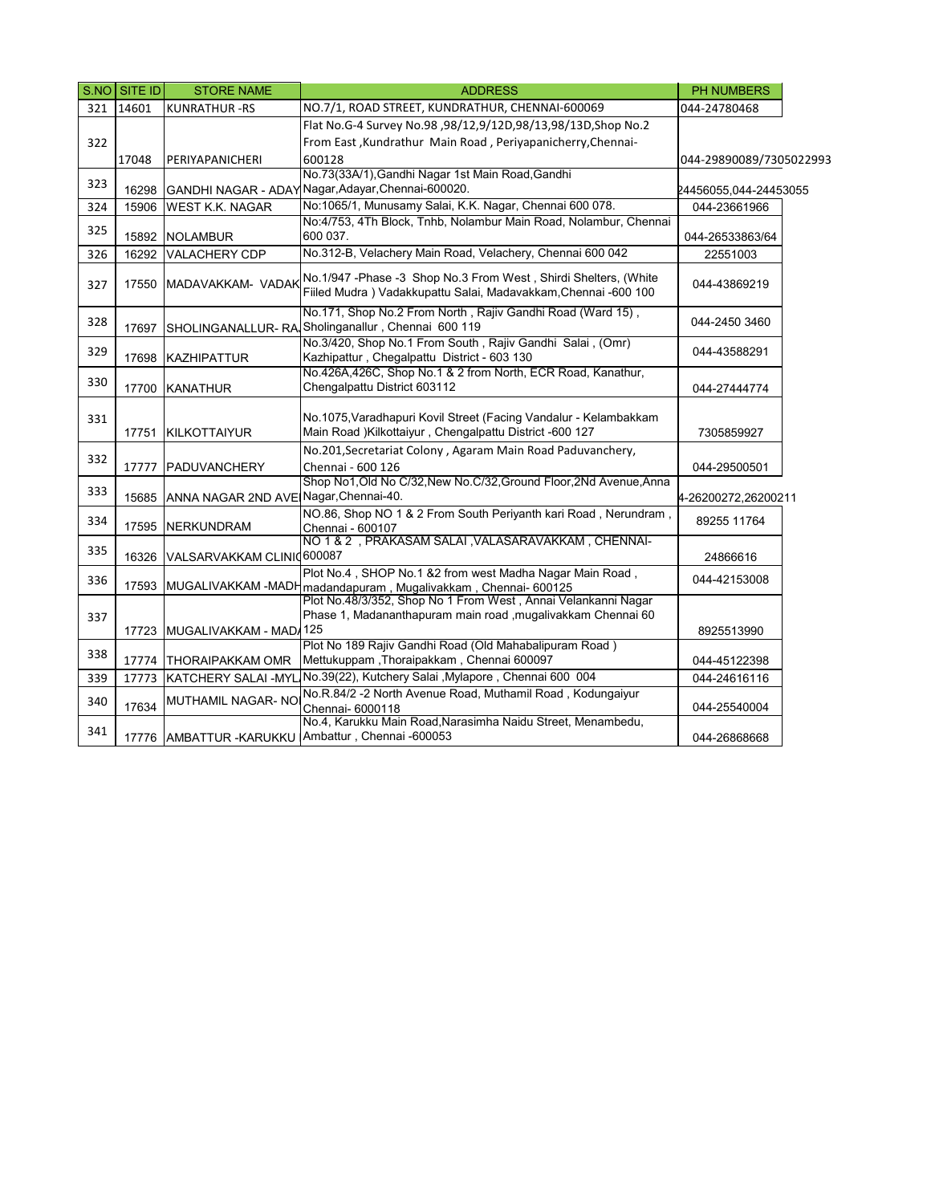| S.NO | SITE ID | STORE NAME | ADDRESS | PH NUMBERS |
|---|---|---|---|---|
| 321 | 14601 | KUNRATHUR -RS | NO.7/1, ROAD STREET, KUNDRATHUR, CHENNAI-600069 | 044-24780468 |
| 322 | 17048 | PERIYAPANICHERI | Flat No.G-4 Survey No.98 ,98/12,9/12D,98/13,98/13D,Shop No.2 From East ,Kundrathur Main Road , Periyapanicherry,Chennai-600128 | 044-29890089/7305022993 |
| 323 | 16298 | GANDHI NAGAR - ADAY | No.73(33A/1),Gandhi Nagar 1st Main Road,Gandhi Nagar,Adayar,Chennai-600020. | 24456055,044-24453055 |
| 324 | 15906 | WEST K.K. NAGAR | No:1065/1, Munusamy Salai, K.K. Nagar, Chennai 600 078. | 044-23661966 |
| 325 | 15892 | NOLAMBUR | No:4/753, 4Th Block, Tnhb, Nolambur Main Road, Nolambur, Chennai 600 037. | 044-26533863/64 |
| 326 | 16292 | VALACHERY CDP | No.312-B, Velachery Main Road, Velachery, Chennai 600 042 | 22551003 |
| 327 | 17550 | MADAVAKKAM- VADAK | No.1/947 -Phase -3 Shop No.3 From West , Shirdi Shelters, (White Fiiled Mudra ) Vadakkupattu Salai, Madavakkam,Chennai -600 100 | 044-43869219 |
| 328 | 17697 | SHOLINGANALLUR- RA | No.171, Shop No.2 From North , Rajiv Gandhi Road (Ward 15) , Sholinganallur , Chennai 600 119 | 044-2450 3460 |
| 329 | 17698 | KAZHIPATTUR | No.3/420, Shop No.1 From South , Rajiv Gandhi Salai , (Omr) Kazhipattur , Chegalpattu District - 603 130 | 044-43588291 |
| 330 | 17700 | KANATHUR | No.426A,426C, Shop No.1 & 2 from North, ECR Road, Kanathur, Chengalpattu District 603112 | 044-27444774 |
| 331 | 17751 | KILKOTTAIYUR | No.1075,Varadhapuri Kovil Street (Facing Vandalur - Kelambakkam Main Road )Kilkottaiyur , Chengalpattu District -600 127 | 7305859927 |
| 332 | 17777 | PADUVANCHERY | No.201,Secretariat Colony , Agaram Main Road Paduvanchery, Chennai - 600 126 | 044-29500501 |
| 333 | 15685 | ANNA NAGAR 2ND AVE | Shop No1,Old No C/32,New No.C/32,Ground Floor,2Nd Avenue,Anna Nagar,Chennai-40. | 4-26200272,26200211 |
| 334 | 17595 | NERKUNDRAM | NO.86, Shop NO 1 & 2 From South Periyanth kari Road , Nerundram , Chennai - 600107 | 89255 11764 |
| 335 | 16326 | VALSARVAKKAM CLINI | NO 1 & 2 , PRAKASAM SALAI ,VALASARAVAKKAM , CHENNAI-600087 | 24866616 |
| 336 | 17593 | MUGALIVAKKAM -MADH | Plot No.4 , SHOP No.1 &2 from west Madha Nagar Main Road , madandapuram , Mugalivakkam , Chennai- 600125 | 044-42153008 |
| 337 | 17723 | MUGALIVAKKAM - MAD | Plot No.48/3/352, Shop No 1 From West , Annai Velankanni Nagar Phase 1, Madananthapuram main road ,mugalivakkam Chennai 60 125 | 8925513990 |
| 338 | 17774 | THORAIPAKKAM OMR | Plot No 189 Rajiv Gandhi Road (Old Mahabalipuram Road ) Mettukuppam ,Thoraipakkam , Chennai 600097 | 044-45122398 |
| 339 | 17773 | KATCHERY SALAI -MYL | No.39(22), Kutchery Salai ,Mylapore , Chennai 600 004 | 044-24616116 |
| 340 | 17634 | MUTHAMIL NAGAR- NO | No.R.84/2 -2 North Avenue Road, Muthamil Road , Kodungaiyur Chennai- 6000118 | 044-25540004 |
| 341 | 17776 | AMBATTUR -KARUKKU | No.4, Karukku Main Road,Narasimha Naidu Street, Menambedu, Ambattur , Chennai -600053 | 044-26868668 |